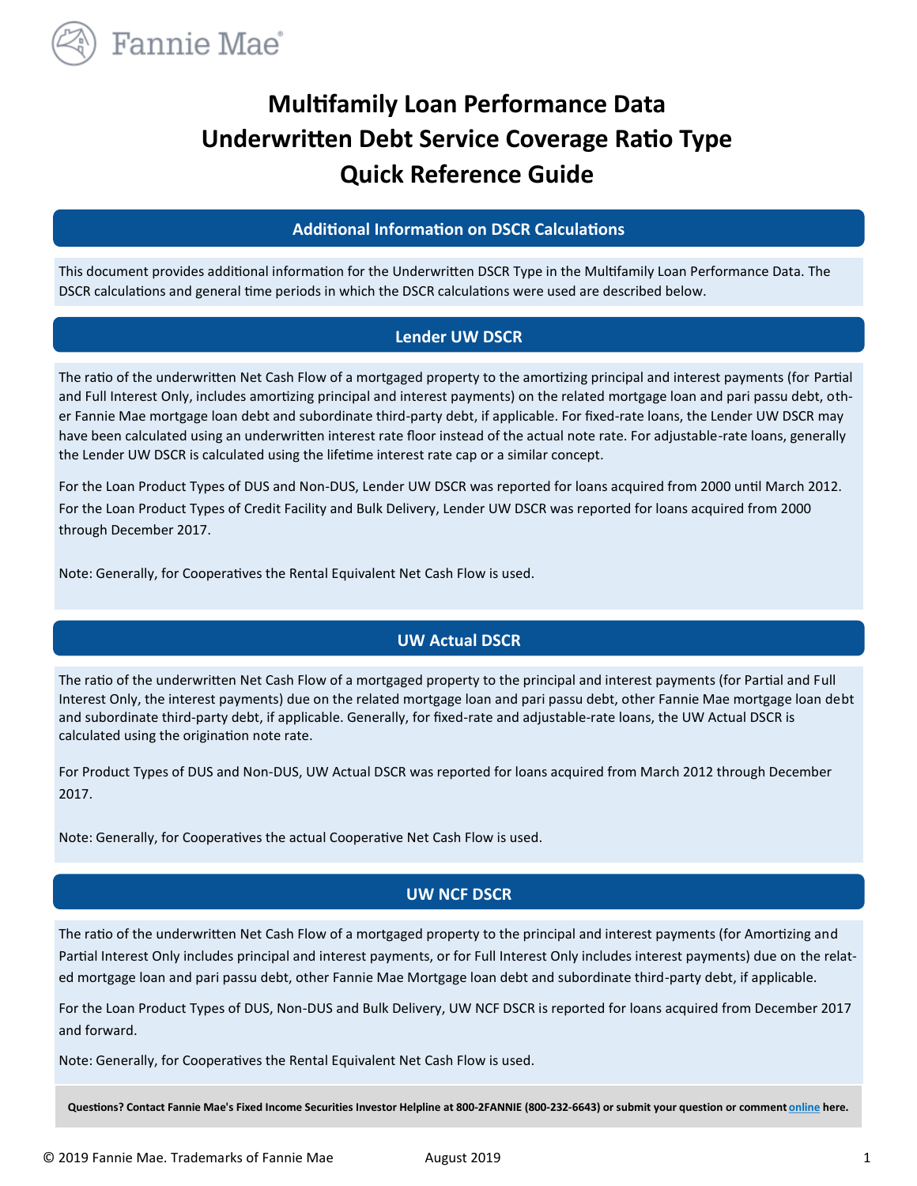# Multifamily Loan Performance Data
# Underwritten Debt Service Coverage Ratio Type
# Quick Reference Guide

## Additional Information on DSCR Calculations

This document provides additional information for the Underwritten DSCR Type in the Multifamily Loan Performance Data. The DSCR calculations and general time periods in which the DSCR calculations were used are described below.

## Lender UW DSCR

The ratio of the underwritten Net Cash Flow of a mortgaged property to the amortizing principal and interest payments (for Partial and Full Interest Only, includes amortizing principal and interest payments) on the related mortgage loan and pari passu debt, other Fannie Mae mortgage loan debt and subordinate third-party debt, if applicable. For fixed-rate loans, the Lender UW DSCR may have been calculated using an underwritten interest rate floor instead of the actual note rate. For adjustable-rate loans, generally the Lender UW DSCR is calculated using the lifetime interest rate cap or a similar concept.

For the Loan Product Types of DUS and Non-DUS, Lender UW DSCR was reported for loans acquired from 2000 until March 2012. For the Loan Product Types of Credit Facility and Bulk Delivery, Lender UW DSCR was reported for loans acquired from 2000 through December 2017.

Note: Generally, for Cooperatives the Rental Equivalent Net Cash Flow is used.

## UW Actual DSCR

The ratio of the underwritten Net Cash Flow of a mortgaged property to the principal and interest payments (for Partial and Full Interest Only, the interest payments) due on the related mortgage loan and pari passu debt, other Fannie Mae mortgage loan debt and subordinate third-party debt, if applicable. Generally, for fixed-rate and adjustable-rate loans, the UW Actual DSCR is calculated using the origination note rate.

For Product Types of DUS and Non-DUS, UW Actual DSCR was reported for loans acquired from March 2012 through December 2017.

Note: Generally, for Cooperatives the actual Cooperative Net Cash Flow is used.

## UW NCF DSCR

The ratio of the underwritten Net Cash Flow of a mortgaged property to the principal and interest payments (for Amortizing and Partial Interest Only includes principal and interest payments, or for Full Interest Only includes interest payments) due on the related mortgage loan and pari passu debt, other Fannie Mae Mortgage loan debt and subordinate third-party debt, if applicable.

For the Loan Product Types of DUS, Non-DUS and Bulk Delivery, UW NCF DSCR is reported for loans acquired from December 2017 and forward.

Note: Generally, for Cooperatives the Rental Equivalent Net Cash Flow is used.

**Questions? Contact Fannie Mae's Fixed Income Securities Investor Helpline at 800-2FANNIE (800-232-6643) or submit your question or comment online here.**

© 2019 Fannie Mae. Trademarks of Fannie Mae August 2019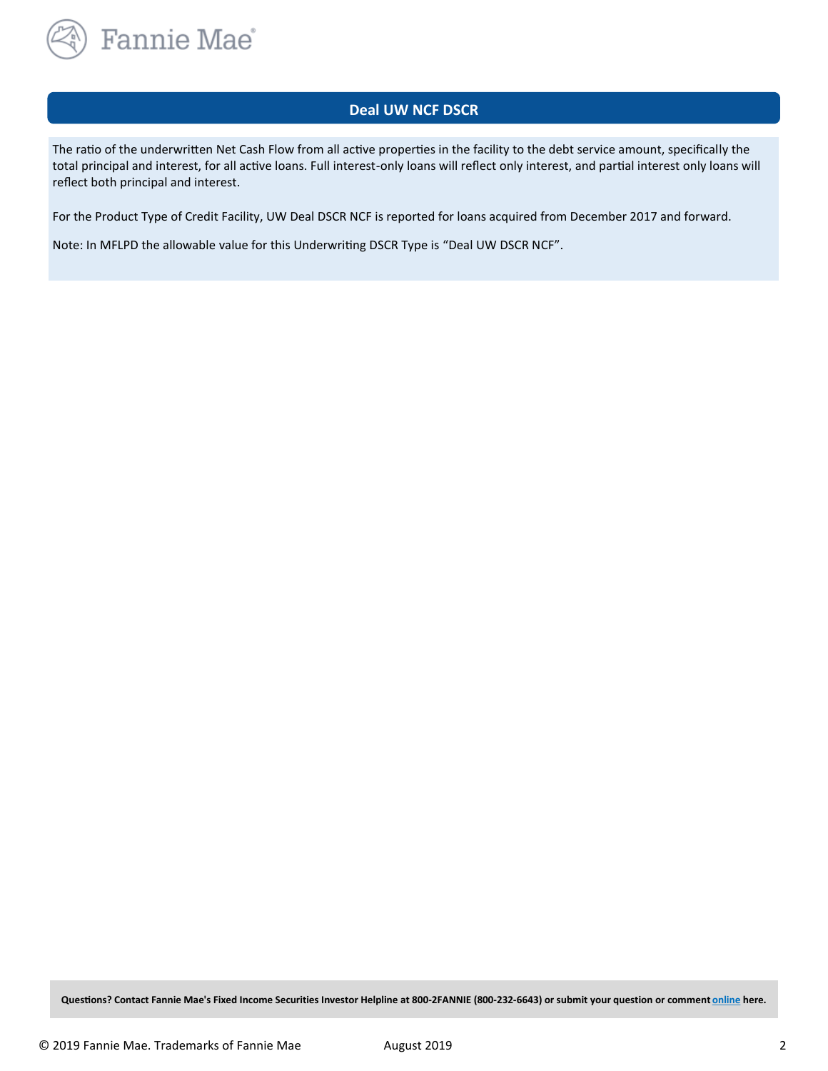## Deal UW NCF DSCR

The ratio of the underwritten Net Cash Flow from all active properties in the facility to the debt service amount, specifically the total principal and interest, for all active loans. Full interest-only loans will reflect only interest, and partial interest only loans will reflect both principal and interest.

For the Product Type of Credit Facility, UW Deal DSCR NCF is reported for loans acquired from December 2017 and forward.

Note: In MFLPD the allowable value for this Underwriting DSCR Type is “Deal UW DSCR NCF”.

**Questions? Contact Fannie Mae's Fixed Income Securities Investor Helpline at 800-2FANNIE (800-232-6643) or submit your question or comment online here.**

© 2019 Fannie Mae. Trademarks of Fannie Mae August 2019